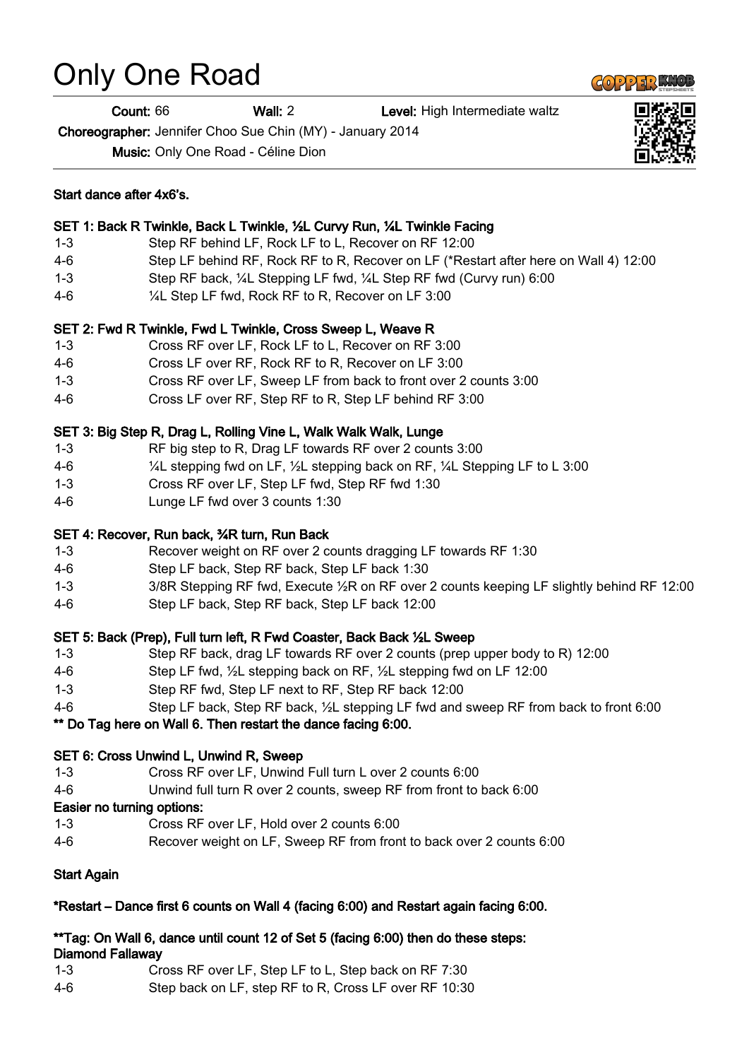# Only One Road

**Count:** 66 **Wall:** 2 **Level:** High Intermediate waltz

**Choreographer:** Jennifer Choo Sue Chin (MY) - January 2014

**Music:** Only One Road - Céline Dion

**Start dance after 4x6's.**

**SET 1: Back R Twinkle, Back L Twinkle, ½L Curvy Run, ¼L Twinkle Facing**

| | |
|---|---|
| 1-3 | Step RF behind LF, Rock LF to L, Recover on RF 12:00 |
| 4-6 | Step LF behind RF, Rock RF to R, Recover on LF (*Restart after here on Wall 4) 12:00 |
| 1-3 | Step RF back, ¼L Stepping LF fwd, ¼L Step RF fwd (Curvy run) 6:00 |
| 4-6 | ¼L Step LF fwd, Rock RF to R, Recover on LF 3:00 |

**SET 2: Fwd R Twinkle, Fwd L Twinkle, Cross Sweep L, Weave R**

| | |
|---|---|
| 1-3 | Cross RF over LF, Rock LF to L, Recover on RF 3:00 |
| 4-6 | Cross LF over RF, Rock RF to R, Recover on LF 3:00 |
| 1-3 | Cross RF over LF, Sweep LF from back to front over 2 counts 3:00 |
| 4-6 | Cross LF over RF, Step RF to R, Step LF behind RF 3:00 |

**SET 3: Big Step R, Drag L, Rolling Vine L, Walk Walk Walk, Lunge**

| | |
|---|---|
| 1-3 | RF big step to R, Drag LF towards RF over 2 counts 3:00 |
| 4-6 | ¼L stepping fwd on LF, ½L stepping back on RF, ¼L Stepping LF to L 3:00 |
| 1-3 | Cross RF over LF, Step LF fwd, Step RF fwd 1:30 |
| 4-6 | Lunge LF fwd over 3 counts 1:30 |

**SET 4: Recover, Run back, ¾R turn, Run Back**

| | |
|---|---|
| 1-3 | Recover weight on RF over 2 counts dragging LF towards RF 1:30 |
| 4-6 | Step LF back, Step RF back, Step LF back 1:30 |
| 1-3 | 3/8R Stepping RF fwd, Execute ½R on RF over 2 counts keeping LF slightly behind RF 12:00 |
| 4-6 | Step LF back, Step RF back, Step LF back 12:00 |

**SET 5: Back (Prep), Full turn left, R Fwd Coaster, Back Back ½L Sweep**

| | |
|---|---|
| 1-3 | Step RF back, drag LF towards RF over 2 counts (prep upper body to R) 12:00 |
| 4-6 | Step LF fwd, ½L stepping back on RF, ½L stepping fwd on LF 12:00 |
| 1-3 | Step RF fwd, Step LF next to RF, Step RF back 12:00 |
| 4-6 | Step LF back, Step RF back, ½L stepping LF fwd and sweep RF from back to front 6:00 |

**** Do Tag here on Wall 6. Then restart the dance facing 6:00.**

**SET 6: Cross Unwind L, Unwind R, Sweep**

| | |
|---|---|
| 1-3 | Cross RF over LF, Unwind Full turn L over 2 counts 6:00 |
| 4-6 | Unwind full turn R over 2 counts, sweep RF from front to back 6:00 |

**Easier no turning options:**

| | |
|---|---|
| 1-3 | Cross RF over LF, Hold over 2 counts 6:00 |
| 4-6 | Recover weight on LF, Sweep RF from front to back over 2 counts 6:00 |

**Start Again**

***Restart – Dance first 6 counts on Wall 4 (facing 6:00) and Restart again facing 6:00.**

****Tag: On Wall 6, dance until count 12 of Set 5 (facing 6:00) then do these steps:**
**Diamond Fallaway**

| | |
|---|---|
| 1-3 | Cross RF over LF, Step LF to L, Step back on RF 7:30 |
| 4-6 | Step back on LF, step RF to R, Cross LF over RF 10:30 |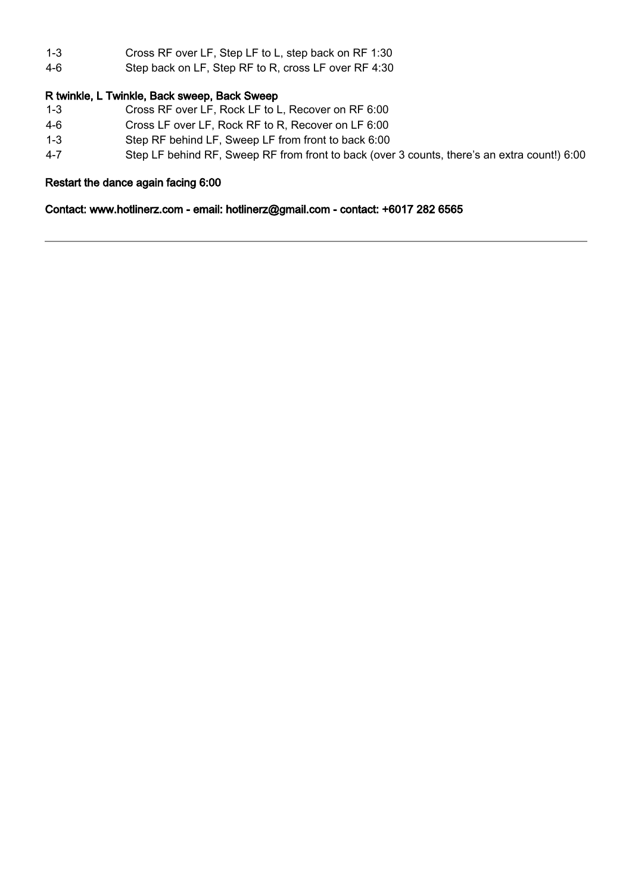| | |
|---|---|
| 1-3 | Cross RF over LF, Step LF to L, step back on RF 1:30 |
| 4-6 | Step back on LF, Step RF to R, cross LF over RF 4:30 |

**R twinkle, L Twinkle, Back sweep, Back Sweep**

| | |
|---|---|
| 1-3 | Cross RF over LF, Rock LF to L, Recover on RF 6:00 |
| 4-6 | Cross LF over LF, Rock RF to R, Recover on LF 6:00 |
| 1-3 | Step RF behind LF, Sweep LF from front to back 6:00 |
| 4-7 | Step LF behind RF, Sweep RF from front to back (over 3 counts, there's an extra count!) 6:00 |

**Restart the dance again facing 6:00**

**Contact: www.hotlinerz.com - email: hotlinerz@gmail.com - contact: +6017 282 6565**

---